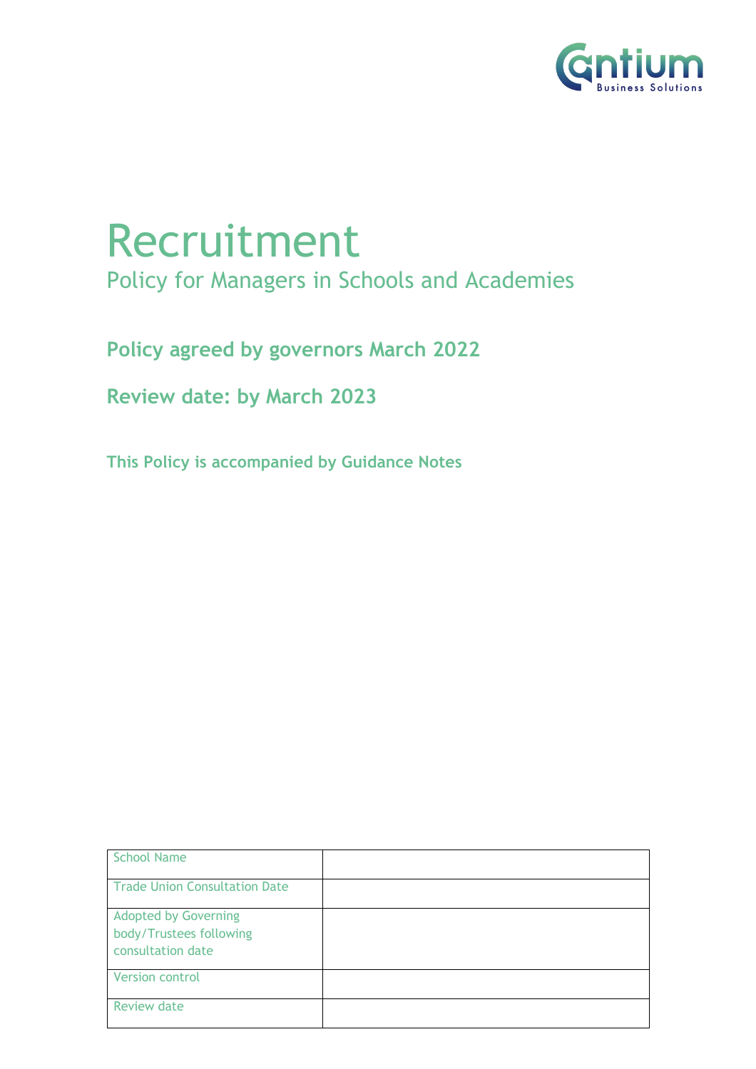# Recruitment

## Policy for Managers in Schools and Academies

**Policy agreed by governors March 2022**

**Review date: by March 2023**

**This Policy is accompanied by Guidance Notes**

| School Name | |
|---|---|
| Trade Union Consultation Date | |
| Adopted by Governing body/Trustees following consultation date | |
| Version control | |
| Review date | |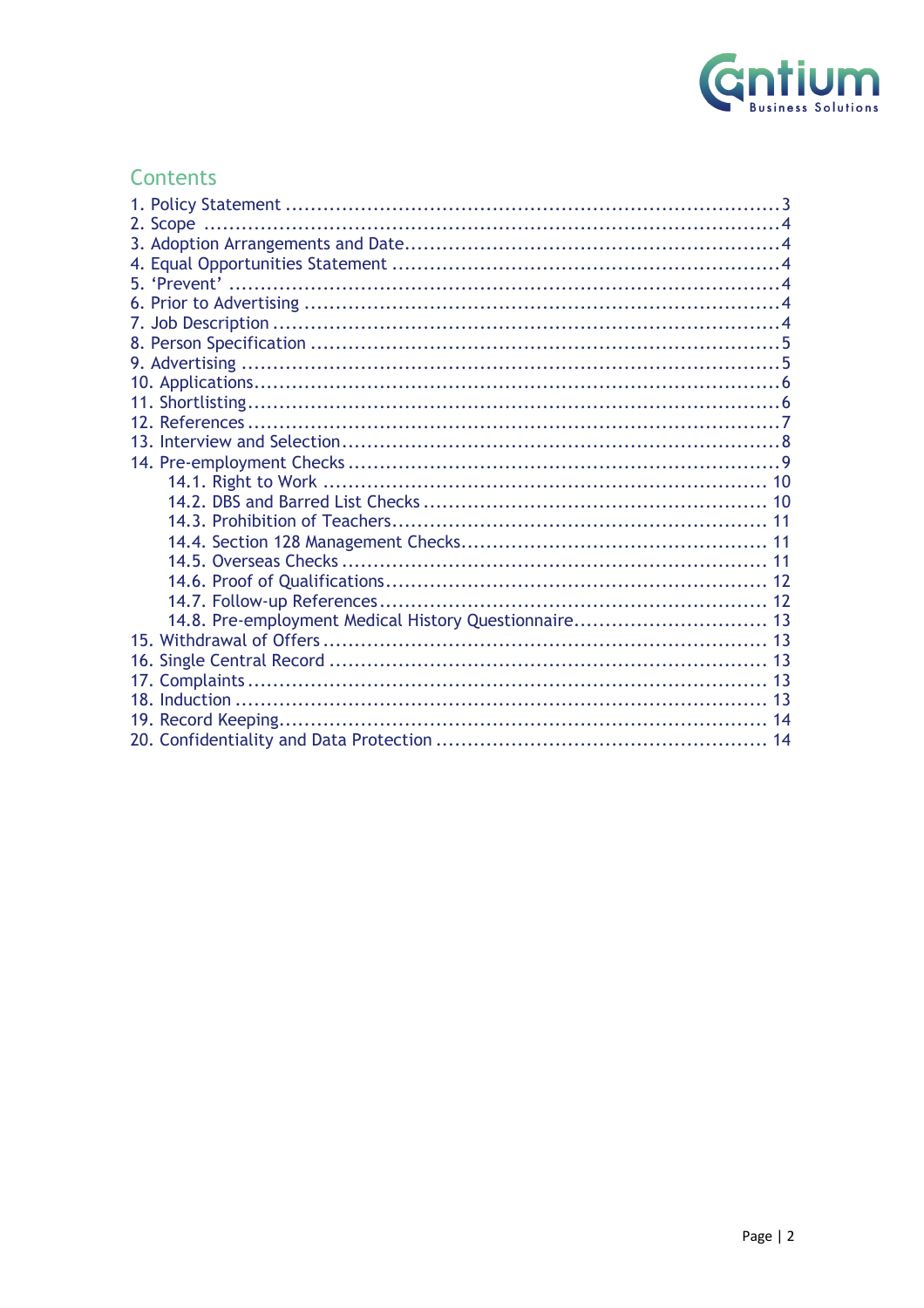## Contents

1. Policy Statement ........................................................................... 3
2. Scope ............................................................................................ 4
3. Adoption Arrangements and Date .................................................... 4
4. Equal Opportunities Statement ........................................................ 4
5. 'Prevent' ........................................................................................ 4
6. Prior to Advertising ........................................................................ 4
7. Job Description ............................................................................... 4
8. Person Specification ........................................................................ 5
9. Advertising ..................................................................................... 5
10. Applications ................................................................................... 6
11. Shortlisting .................................................................................... 6
12. References ..................................................................................... 7
13. Interview and Selection .................................................................. 8
14. Pre-employment Checks .................................................................. 9
    - 14.1. Right to Work ...................................................................... 10
    - 14.2. DBS and Barred List Checks ................................................. 10
    - 14.3. Prohibition of Teachers ......................................................... 11
    - 14.4. Section 128 Management Checks ........................................... 11
    - 14.5. Overseas Checks ................................................................... 11
    - 14.6. Proof of Qualifications .......................................................... 12
    - 14.7. Follow-up References ............................................................ 12
    - 14.8. Pre-employment Medical History Questionnaire ..................... 13
15. Withdrawal of Offers ..................................................................... 13
16. Single Central Record .................................................................... 13
17. Complaints .................................................................................... 13
18. Induction ...................................................................................... 13
19. Record Keeping ............................................................................. 14
20. Confidentiality and Data Protection ............................................... 14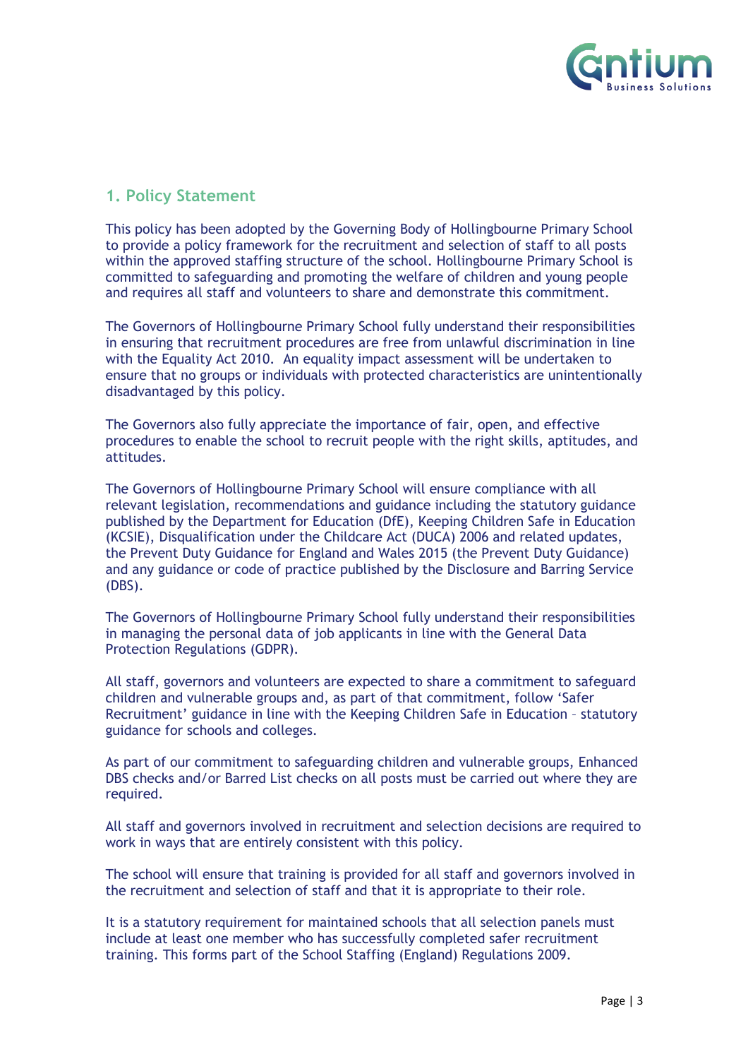## 1. Policy Statement

This policy has been adopted by the Governing Body of Hollingbourne Primary School to provide a policy framework for the recruitment and selection of staff to all posts within the approved staffing structure of the school. Hollingbourne Primary School is committed to safeguarding and promoting the welfare of children and young people and requires all staff and volunteers to share and demonstrate this commitment.

The Governors of Hollingbourne Primary School fully understand their responsibilities in ensuring that recruitment procedures are free from unlawful discrimination in line with the Equality Act 2010. An equality impact assessment will be undertaken to ensure that no groups or individuals with protected characteristics are unintentionally disadvantaged by this policy.

The Governors also fully appreciate the importance of fair, open, and effective procedures to enable the school to recruit people with the right skills, aptitudes, and attitudes.

The Governors of Hollingbourne Primary School will ensure compliance with all relevant legislation, recommendations and guidance including the statutory guidance published by the Department for Education (DfE), Keeping Children Safe in Education (KCSIE), Disqualification under the Childcare Act (DUCA) 2006 and related updates, the Prevent Duty Guidance for England and Wales 2015 (the Prevent Duty Guidance) and any guidance or code of practice published by the Disclosure and Barring Service (DBS).

The Governors of Hollingbourne Primary School fully understand their responsibilities in managing the personal data of job applicants in line with the General Data Protection Regulations (GDPR).

All staff, governors and volunteers are expected to share a commitment to safeguard children and vulnerable groups and, as part of that commitment, follow 'Safer Recruitment' guidance in line with the Keeping Children Safe in Education – statutory guidance for schools and colleges.

As part of our commitment to safeguarding children and vulnerable groups, Enhanced DBS checks and/or Barred List checks on all posts must be carried out where they are required.

All staff and governors involved in recruitment and selection decisions are required to work in ways that are entirely consistent with this policy.

The school will ensure that training is provided for all staff and governors involved in the recruitment and selection of staff and that it is appropriate to their role.

It is a statutory requirement for maintained schools that all selection panels must include at least one member who has successfully completed safer recruitment training. This forms part of the School Staffing (England) Regulations 2009.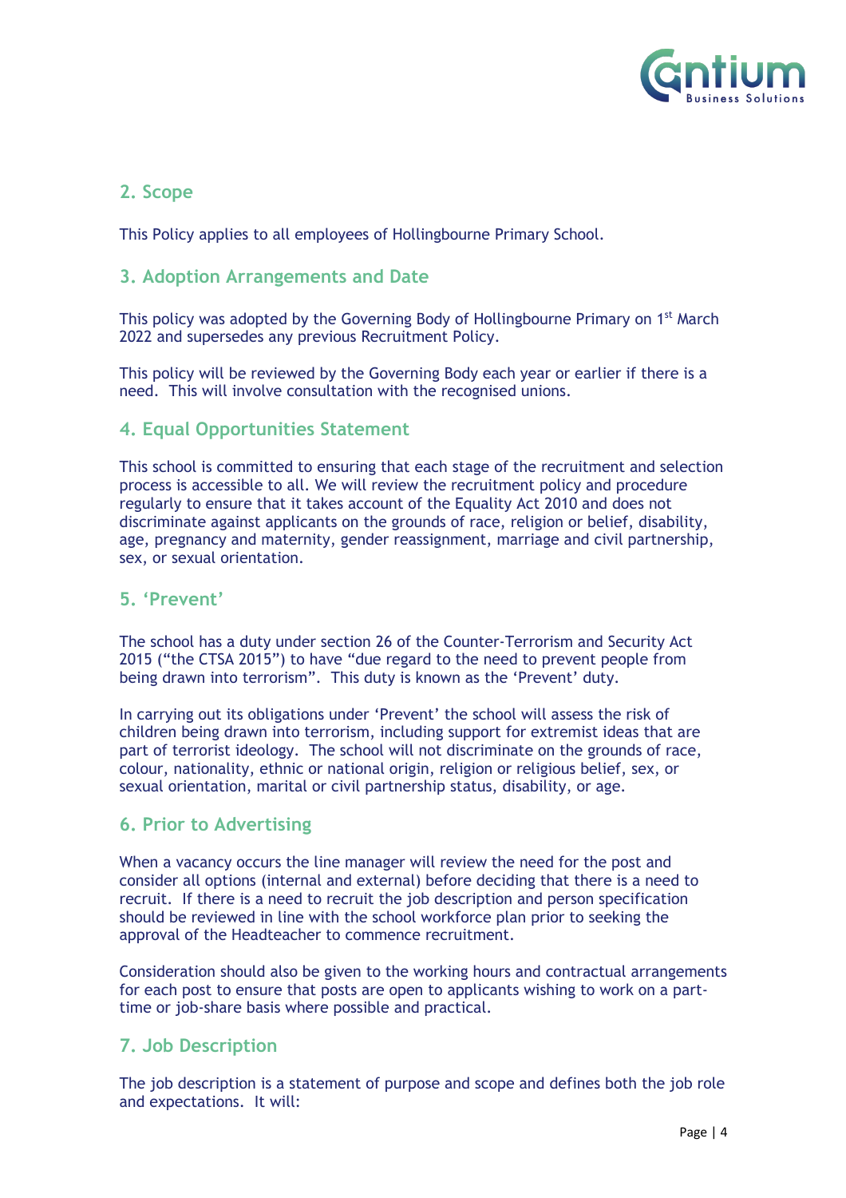## 2. Scope

This Policy applies to all employees of Hollingbourne Primary School.

## 3. Adoption Arrangements and Date

This policy was adopted by the Governing Body of Hollingbourne Primary on 1st March 2022 and supersedes any previous Recruitment Policy.

This policy will be reviewed by the Governing Body each year or earlier if there is a need. This will involve consultation with the recognised unions.

## 4. Equal Opportunities Statement

This school is committed to ensuring that each stage of the recruitment and selection process is accessible to all. We will review the recruitment policy and procedure regularly to ensure that it takes account of the Equality Act 2010 and does not discriminate against applicants on the grounds of race, religion or belief, disability, age, pregnancy and maternity, gender reassignment, marriage and civil partnership, sex, or sexual orientation.

## 5. 'Prevent'

The school has a duty under section 26 of the Counter-Terrorism and Security Act 2015 ("the CTSA 2015") to have "due regard to the need to prevent people from being drawn into terrorism". This duty is known as the 'Prevent' duty.

In carrying out its obligations under 'Prevent' the school will assess the risk of children being drawn into terrorism, including support for extremist ideas that are part of terrorist ideology. The school will not discriminate on the grounds of race, colour, nationality, ethnic or national origin, religion or religious belief, sex, or sexual orientation, marital or civil partnership status, disability, or age.

## 6. Prior to Advertising

When a vacancy occurs the line manager will review the need for the post and consider all options (internal and external) before deciding that there is a need to recruit. If there is a need to recruit the job description and person specification should be reviewed in line with the school workforce plan prior to seeking the approval of the Headteacher to commence recruitment.

Consideration should also be given to the working hours and contractual arrangements for each post to ensure that posts are open to applicants wishing to work on a part-time or job-share basis where possible and practical.

## 7. Job Description

The job description is a statement of purpose and scope and defines both the job role and expectations. It will: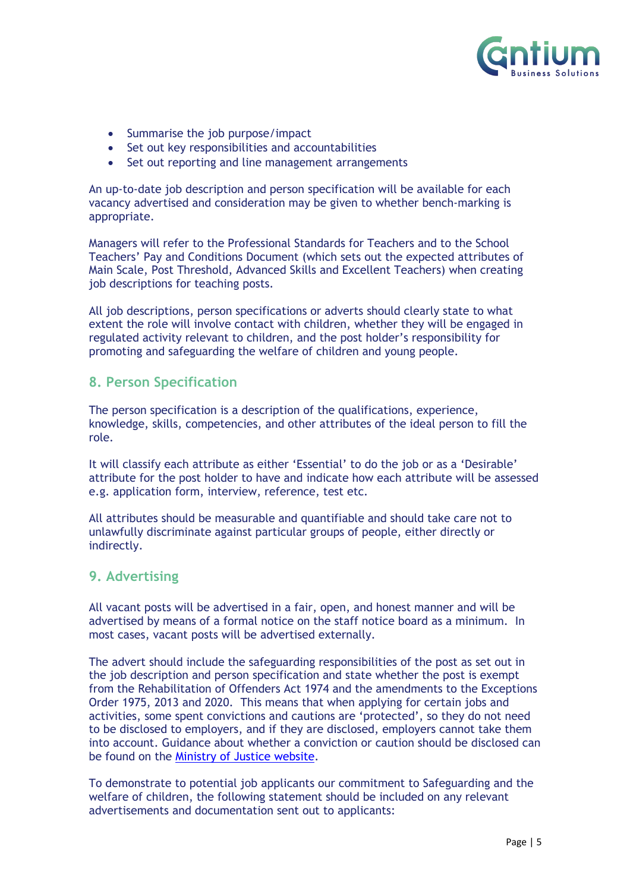- Summarise the job purpose/impact
- Set out key responsibilities and accountabilities
- Set out reporting and line management arrangements

An up-to-date job description and person specification will be available for each vacancy advertised and consideration may be given to whether bench-marking is appropriate.

Managers will refer to the Professional Standards for Teachers and to the School Teachers' Pay and Conditions Document (which sets out the expected attributes of Main Scale, Post Threshold, Advanced Skills and Excellent Teachers) when creating job descriptions for teaching posts.

All job descriptions, person specifications or adverts should clearly state to what extent the role will involve contact with children, whether they will be engaged in regulated activity relevant to children, and the post holder's responsibility for promoting and safeguarding the welfare of children and young people.

## 8. Person Specification

The person specification is a description of the qualifications, experience, knowledge, skills, competencies, and other attributes of the ideal person to fill the role.

It will classify each attribute as either 'Essential' to do the job or as a 'Desirable' attribute for the post holder to have and indicate how each attribute will be assessed e.g. application form, interview, reference, test etc.

All attributes should be measurable and quantifiable and should take care not to unlawfully discriminate against particular groups of people, either directly or indirectly.

## 9. Advertising

All vacant posts will be advertised in a fair, open, and honest manner and will be advertised by means of a formal notice on the staff notice board as a minimum. In most cases, vacant posts will be advertised externally.

The advert should include the safeguarding responsibilities of the post as set out in the job description and person specification and state whether the post is exempt from the Rehabilitation of Offenders Act 1974 and the amendments to the Exceptions Order 1975, 2013 and 2020. This means that when applying for certain jobs and activities, some spent convictions and cautions are 'protected', so they do not need to be disclosed to employers, and if they are disclosed, employers cannot take them into account. Guidance about whether a conviction or caution should be disclosed can be found on the Ministry of Justice website.

To demonstrate to potential job applicants our commitment to Safeguarding and the welfare of children, the following statement should be included on any relevant advertisements and documentation sent out to applicants: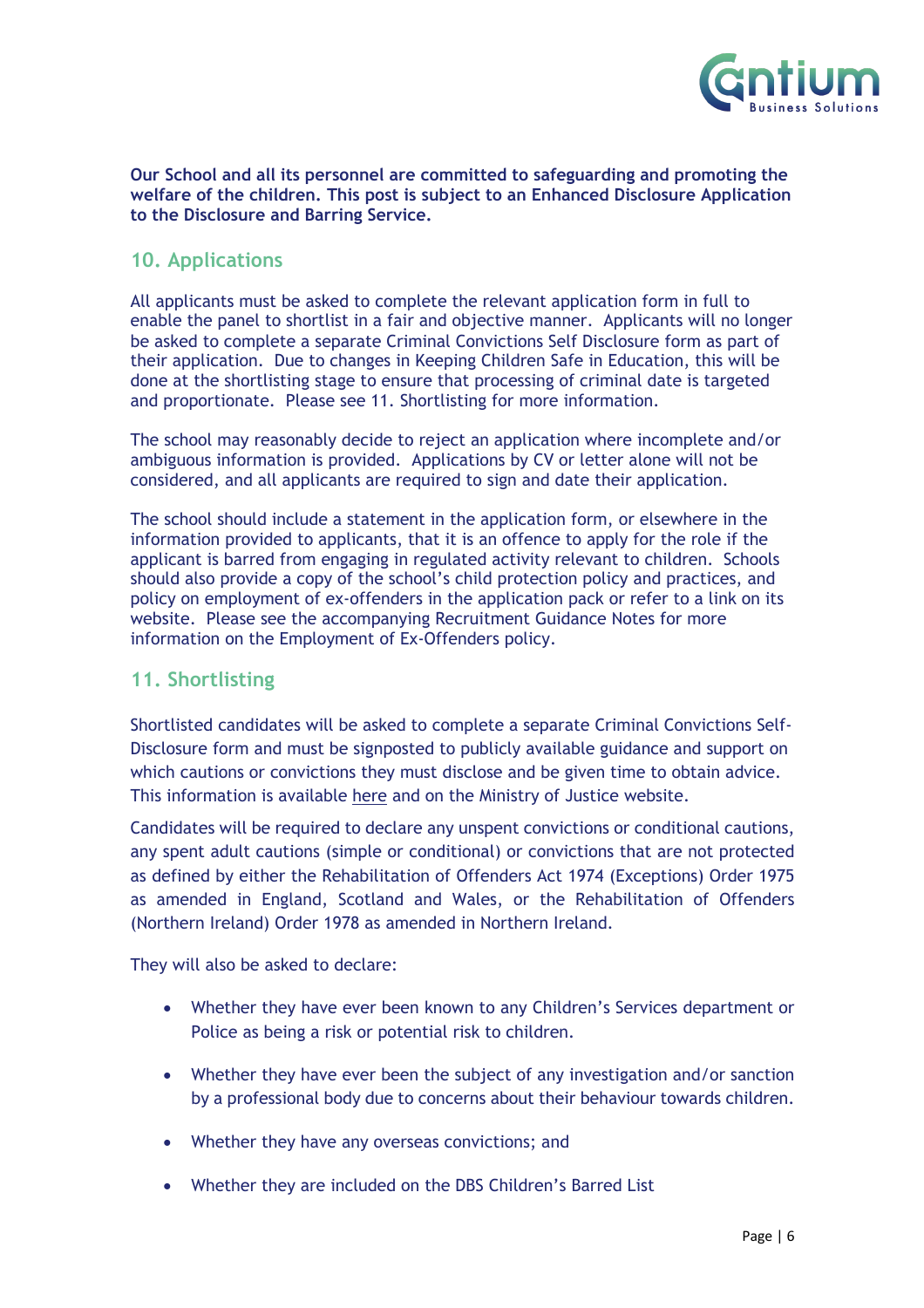**Our School and all its personnel are committed to safeguarding and promoting the welfare of the children. This post is subject to an Enhanced Disclosure Application to the Disclosure and Barring Service.**

## 10. Applications

All applicants must be asked to complete the relevant application form in full to enable the panel to shortlist in a fair and objective manner. Applicants will no longer be asked to complete a separate Criminal Convictions Self Disclosure form as part of their application. Due to changes in Keeping Children Safe in Education, this will be done at the shortlisting stage to ensure that processing of criminal date is targeted and proportionate. Please see 11. Shortlisting for more information.

The school may reasonably decide to reject an application where incomplete and/or ambiguous information is provided. Applications by CV or letter alone will not be considered, and all applicants are required to sign and date their application.

The school should include a statement in the application form, or elsewhere in the information provided to applicants, that it is an offence to apply for the role if the applicant is barred from engaging in regulated activity relevant to children. Schools should also provide a copy of the school's child protection policy and practices, and policy on employment of ex-offenders in the application pack or refer to a link on its website. Please see the accompanying Recruitment Guidance Notes for more information on the Employment of Ex-Offenders policy.

## 11. Shortlisting

Shortlisted candidates will be asked to complete a separate Criminal Convictions Self-Disclosure form and must be signposted to publicly available guidance and support on which cautions or convictions they must disclose and be given time to obtain advice. This information is available here and on the Ministry of Justice website.

Candidates will be required to declare any unspent convictions or conditional cautions, any spent adult cautions (simple or conditional) or convictions that are not protected as defined by either the Rehabilitation of Offenders Act 1974 (Exceptions) Order 1975 as amended in England, Scotland and Wales, or the Rehabilitation of Offenders (Northern Ireland) Order 1978 as amended in Northern Ireland.

They will also be asked to declare:

- Whether they have ever been known to any Children's Services department or Police as being a risk or potential risk to children.
- Whether they have ever been the subject of any investigation and/or sanction by a professional body due to concerns about their behaviour towards children.
- Whether they have any overseas convictions; and
- Whether they are included on the DBS Children's Barred List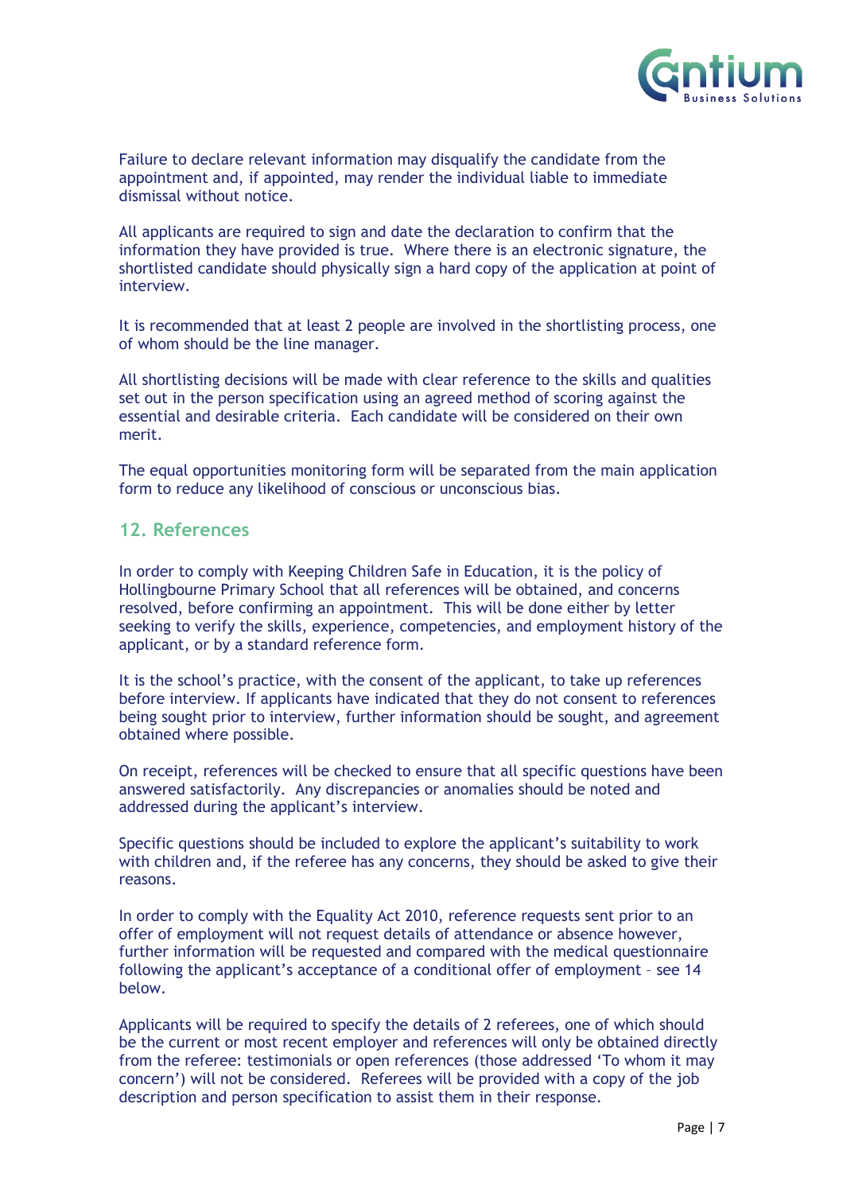Failure to declare relevant information may disqualify the candidate from the appointment and, if appointed, may render the individual liable to immediate dismissal without notice.

All applicants are required to sign and date the declaration to confirm that the information they have provided is true. Where there is an electronic signature, the shortlisted candidate should physically sign a hard copy of the application at point of interview.

It is recommended that at least 2 people are involved in the shortlisting process, one of whom should be the line manager.

All shortlisting decisions will be made with clear reference to the skills and qualities set out in the person specification using an agreed method of scoring against the essential and desirable criteria. Each candidate will be considered on their own merit.

The equal opportunities monitoring form will be separated from the main application form to reduce any likelihood of conscious or unconscious bias.

## 12. References

In order to comply with Keeping Children Safe in Education, it is the policy of Hollingbourne Primary School that all references will be obtained, and concerns resolved, before confirming an appointment. This will be done either by letter seeking to verify the skills, experience, competencies, and employment history of the applicant, or by a standard reference form.

It is the school's practice, with the consent of the applicant, to take up references before interview. If applicants have indicated that they do not consent to references being sought prior to interview, further information should be sought, and agreement obtained where possible.

On receipt, references will be checked to ensure that all specific questions have been answered satisfactorily. Any discrepancies or anomalies should be noted and addressed during the applicant's interview.

Specific questions should be included to explore the applicant's suitability to work with children and, if the referee has any concerns, they should be asked to give their reasons.

In order to comply with the Equality Act 2010, reference requests sent prior to an offer of employment will not request details of attendance or absence however, further information will be requested and compared with the medical questionnaire following the applicant's acceptance of a conditional offer of employment – see 14 below.

Applicants will be required to specify the details of 2 referees, one of which should be the current or most recent employer and references will only be obtained directly from the referee: testimonials or open references (those addressed 'To whom it may concern') will not be considered. Referees will be provided with a copy of the job description and person specification to assist them in their response.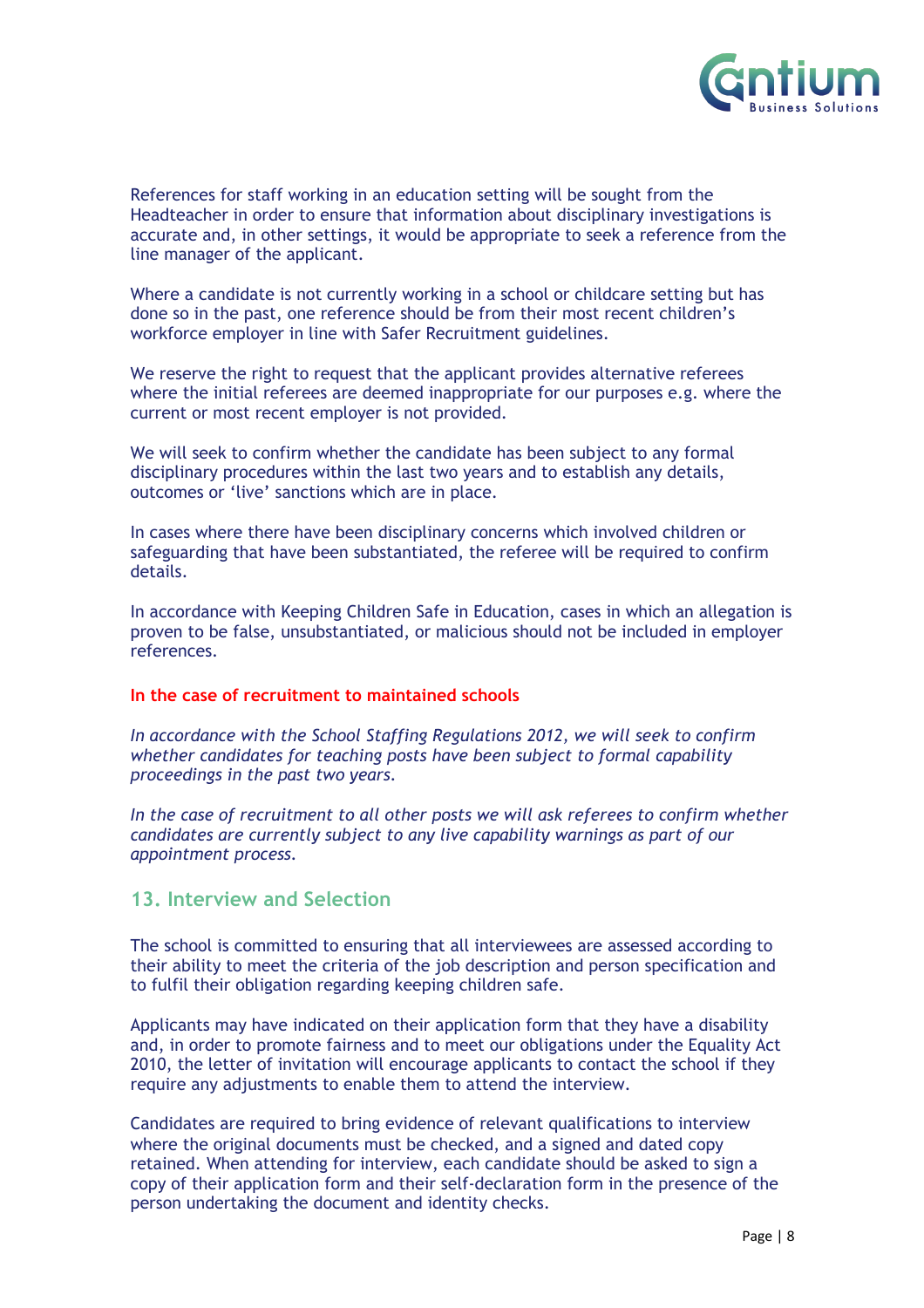References for staff working in an education setting will be sought from the Headteacher in order to ensure that information about disciplinary investigations is accurate and, in other settings, it would be appropriate to seek a reference from the line manager of the applicant.

Where a candidate is not currently working in a school or childcare setting but has done so in the past, one reference should be from their most recent children's workforce employer in line with Safer Recruitment guidelines.

We reserve the right to request that the applicant provides alternative referees where the initial referees are deemed inappropriate for our purposes e.g. where the current or most recent employer is not provided.

We will seek to confirm whether the candidate has been subject to any formal disciplinary procedures within the last two years and to establish any details, outcomes or 'live' sanctions which are in place.

In cases where there have been disciplinary concerns which involved children or safeguarding that have been substantiated, the referee will be required to confirm details.

In accordance with Keeping Children Safe in Education, cases in which an allegation is proven to be false, unsubstantiated, or malicious should not be included in employer references.

**In the case of recruitment to maintained schools**

*In accordance with the School Staffing Regulations 2012, we will seek to confirm whether candidates for teaching posts have been subject to formal capability proceedings in the past two years.*

*In the case of recruitment to all other posts we will ask referees to confirm whether candidates are currently subject to any live capability warnings as part of our appointment process.*

## 13. Interview and Selection

The school is committed to ensuring that all interviewees are assessed according to their ability to meet the criteria of the job description and person specification and to fulfil their obligation regarding keeping children safe.

Applicants may have indicated on their application form that they have a disability and, in order to promote fairness and to meet our obligations under the Equality Act 2010, the letter of invitation will encourage applicants to contact the school if they require any adjustments to enable them to attend the interview.

Candidates are required to bring evidence of relevant qualifications to interview where the original documents must be checked, and a signed and dated copy retained. When attending for interview, each candidate should be asked to sign a copy of their application form and their self-declaration form in the presence of the person undertaking the document and identity checks.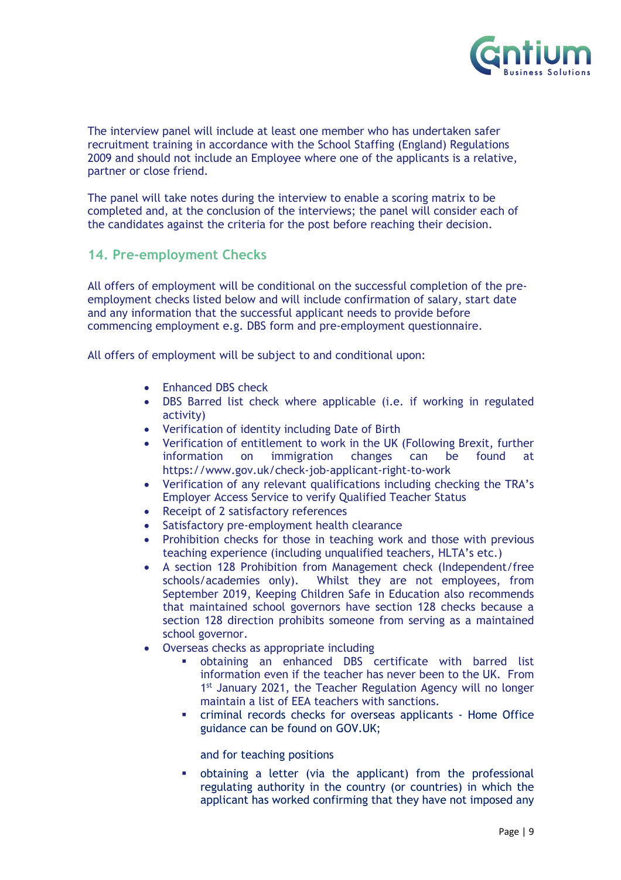The interview panel will include at least one member who has undertaken safer recruitment training in accordance with the School Staffing (England) Regulations 2009 and should not include an Employee where one of the applicants is a relative, partner or close friend.

The panel will take notes during the interview to enable a scoring matrix to be completed and, at the conclusion of the interviews; the panel will consider each of the candidates against the criteria for the post before reaching their decision.

## 14. Pre-employment Checks

All offers of employment will be conditional on the successful completion of the pre-employment checks listed below and will include confirmation of salary, start date and any information that the successful applicant needs to provide before commencing employment e.g. DBS form and pre-employment questionnaire.

All offers of employment will be subject to and conditional upon:

- Enhanced DBS check
- DBS Barred list check where applicable (i.e. if working in regulated activity)
- Verification of identity including Date of Birth
- Verification of entitlement to work in the UK (Following Brexit, further information on immigration changes can be found at https://www.gov.uk/check-job-applicant-right-to-work
- Verification of any relevant qualifications including checking the TRA's Employer Access Service to verify Qualified Teacher Status
- Receipt of 2 satisfactory references
- Satisfactory pre-employment health clearance
- Prohibition checks for those in teaching work and those with previous teaching experience (including unqualified teachers, HLTA's etc.)
- A section 128 Prohibition from Management check (Independent/free schools/academies only). Whilst they are not employees, from September 2019, Keeping Children Safe in Education also recommends that maintained school governors have section 128 checks because a section 128 direction prohibits someone from serving as a maintained school governor.
- Overseas checks as appropriate including
  - obtaining an enhanced DBS certificate with barred list information even if the teacher has never been to the UK. From 1st January 2021, the Teacher Regulation Agency will no longer maintain a list of EEA teachers with sanctions.
  - criminal records checks for overseas applicants - Home Office guidance can be found on GOV.UK;

  and for teaching positions

  - obtaining a letter (via the applicant) from the professional regulating authority in the country (or countries) in which the applicant has worked confirming that they have not imposed any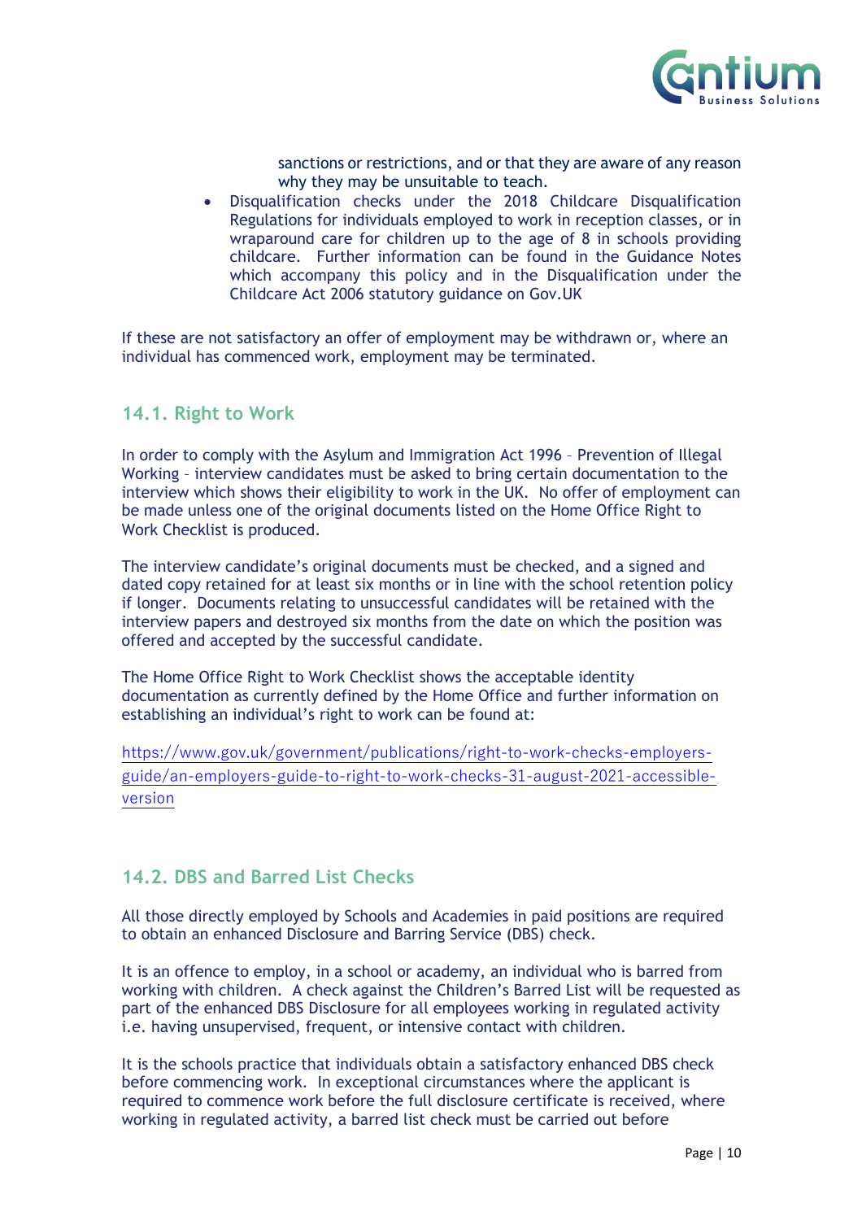sanctions or restrictions, and or that they are aware of any reason why they may be unsuitable to teach.

- Disqualification checks under the 2018 Childcare Disqualification Regulations for individuals employed to work in reception classes, or in wraparound care for children up to the age of 8 in schools providing childcare. Further information can be found in the Guidance Notes which accompany this policy and in the Disqualification under the Childcare Act 2006 statutory guidance on Gov.UK

If these are not satisfactory an offer of employment may be withdrawn or, where an individual has commenced work, employment may be terminated.

## 14.1. Right to Work

In order to comply with the Asylum and Immigration Act 1996 – Prevention of Illegal Working – interview candidates must be asked to bring certain documentation to the interview which shows their eligibility to work in the UK. No offer of employment can be made unless one of the original documents listed on the Home Office Right to Work Checklist is produced.

The interview candidate's original documents must be checked, and a signed and dated copy retained for at least six months or in line with the school retention policy if longer. Documents relating to unsuccessful candidates will be retained with the interview papers and destroyed six months from the date on which the position was offered and accepted by the successful candidate.

The Home Office Right to Work Checklist shows the acceptable identity documentation as currently defined by the Home Office and further information on establishing an individual's right to work can be found at:

https://www.gov.uk/government/publications/right-to-work-checks-employers-guide/an-employers-guide-to-right-to-work-checks-31-august-2021-accessible-version

## 14.2. DBS and Barred List Checks

All those directly employed by Schools and Academies in paid positions are required to obtain an enhanced Disclosure and Barring Service (DBS) check.

It is an offence to employ, in a school or academy, an individual who is barred from working with children. A check against the Children's Barred List will be requested as part of the enhanced DBS Disclosure for all employees working in regulated activity i.e. having unsupervised, frequent, or intensive contact with children.

It is the schools practice that individuals obtain a satisfactory enhanced DBS check before commencing work. In exceptional circumstances where the applicant is required to commence work before the full disclosure certificate is received, where working in regulated activity, a barred list check must be carried out before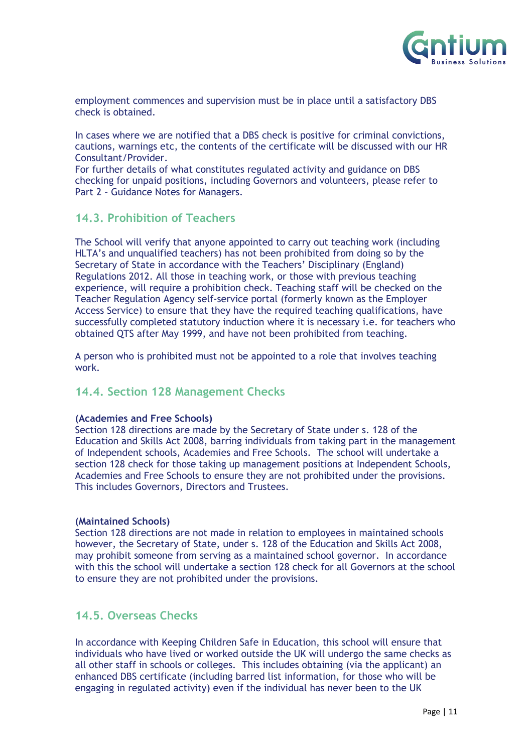employment commences and supervision must be in place until a satisfactory DBS check is obtained.

In cases where we are notified that a DBS check is positive for criminal convictions, cautions, warnings etc, the contents of the certificate will be discussed with our HR Consultant/Provider.
For further details of what constitutes regulated activity and guidance on DBS checking for unpaid positions, including Governors and volunteers, please refer to Part 2 – Guidance Notes for Managers.

### 14.3. Prohibition of Teachers

The School will verify that anyone appointed to carry out teaching work (including HLTA's and unqualified teachers) has not been prohibited from doing so by the Secretary of State in accordance with the Teachers' Disciplinary (England) Regulations 2012. All those in teaching work, or those with previous teaching experience, will require a prohibition check. Teaching staff will be checked on the Teacher Regulation Agency self-service portal (formerly known as the Employer Access Service) to ensure that they have the required teaching qualifications, have successfully completed statutory induction where it is necessary i.e. for teachers who obtained QTS after May 1999, and have not been prohibited from teaching.

A person who is prohibited must not be appointed to a role that involves teaching work.

### 14.4. Section 128 Management Checks

**(Academies and Free Schools)**
Section 128 directions are made by the Secretary of State under s. 128 of the Education and Skills Act 2008, barring individuals from taking part in the management of Independent schools, Academies and Free Schools. The school will undertake a section 128 check for those taking up management positions at Independent Schools, Academies and Free Schools to ensure they are not prohibited under the provisions. This includes Governors, Directors and Trustees.

**(Maintained Schools)**
Section 128 directions are not made in relation to employees in maintained schools however, the Secretary of State, under s. 128 of the Education and Skills Act 2008, may prohibit someone from serving as a maintained school governor. In accordance with this the school will undertake a section 128 check for all Governors at the school to ensure they are not prohibited under the provisions.

### 14.5. Overseas Checks

In accordance with Keeping Children Safe in Education, this school will ensure that individuals who have lived or worked outside the UK will undergo the same checks as all other staff in schools or colleges. This includes obtaining (via the applicant) an enhanced DBS certificate (including barred list information, for those who will be engaging in regulated activity) even if the individual has never been to the UK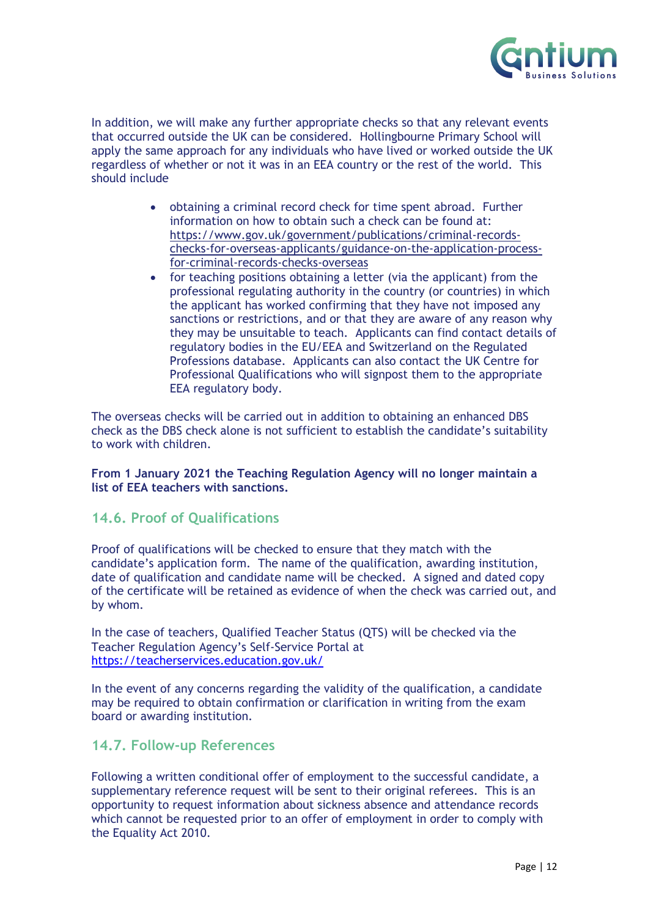In addition, we will make any further appropriate checks so that any relevant events that occurred outside the UK can be considered. Hollingbourne Primary School will apply the same approach for any individuals who have lived or worked outside the UK regardless of whether or not it was in an EEA country or the rest of the world. This should include

- obtaining a criminal record check for time spent abroad. Further information on how to obtain such a check can be found at: [https://www.gov.uk/government/publications/criminal-records-checks-for-overseas-applicants/guidance-on-the-application-process-for-criminal-records-checks-overseas](https://www.gov.uk/government/publications/criminal-records-checks-for-overseas-applicants/guidance-on-the-application-process-for-criminal-records-checks-overseas)
- for teaching positions obtaining a letter (via the applicant) from the professional regulating authority in the country (or countries) in which the applicant has worked confirming that they have not imposed any sanctions or restrictions, and or that they are aware of any reason why they may be unsuitable to teach. Applicants can find contact details of regulatory bodies in the EU/EEA and Switzerland on the Regulated Professions database. Applicants can also contact the UK Centre for Professional Qualifications who will signpost them to the appropriate EEA regulatory body.

The overseas checks will be carried out in addition to obtaining an enhanced DBS check as the DBS check alone is not sufficient to establish the candidate's suitability to work with children.

**From 1 January 2021 the Teaching Regulation Agency will no longer maintain a list of EEA teachers with sanctions.**

## 14.6. Proof of Qualifications

Proof of qualifications will be checked to ensure that they match with the candidate's application form. The name of the qualification, awarding institution, date of qualification and candidate name will be checked. A signed and dated copy of the certificate will be retained as evidence of when the check was carried out, and by whom.

In the case of teachers, Qualified Teacher Status (QTS) will be checked via the Teacher Regulation Agency's Self-Service Portal at [https://teacherservices.education.gov.uk/](https://teacherservices.education.gov.uk/)

In the event of any concerns regarding the validity of the qualification, a candidate may be required to obtain confirmation or clarification in writing from the exam board or awarding institution.

## 14.7. Follow-up References

Following a written conditional offer of employment to the successful candidate, a supplementary reference request will be sent to their original referees. This is an opportunity to request information about sickness absence and attendance records which cannot be requested prior to an offer of employment in order to comply with the Equality Act 2010.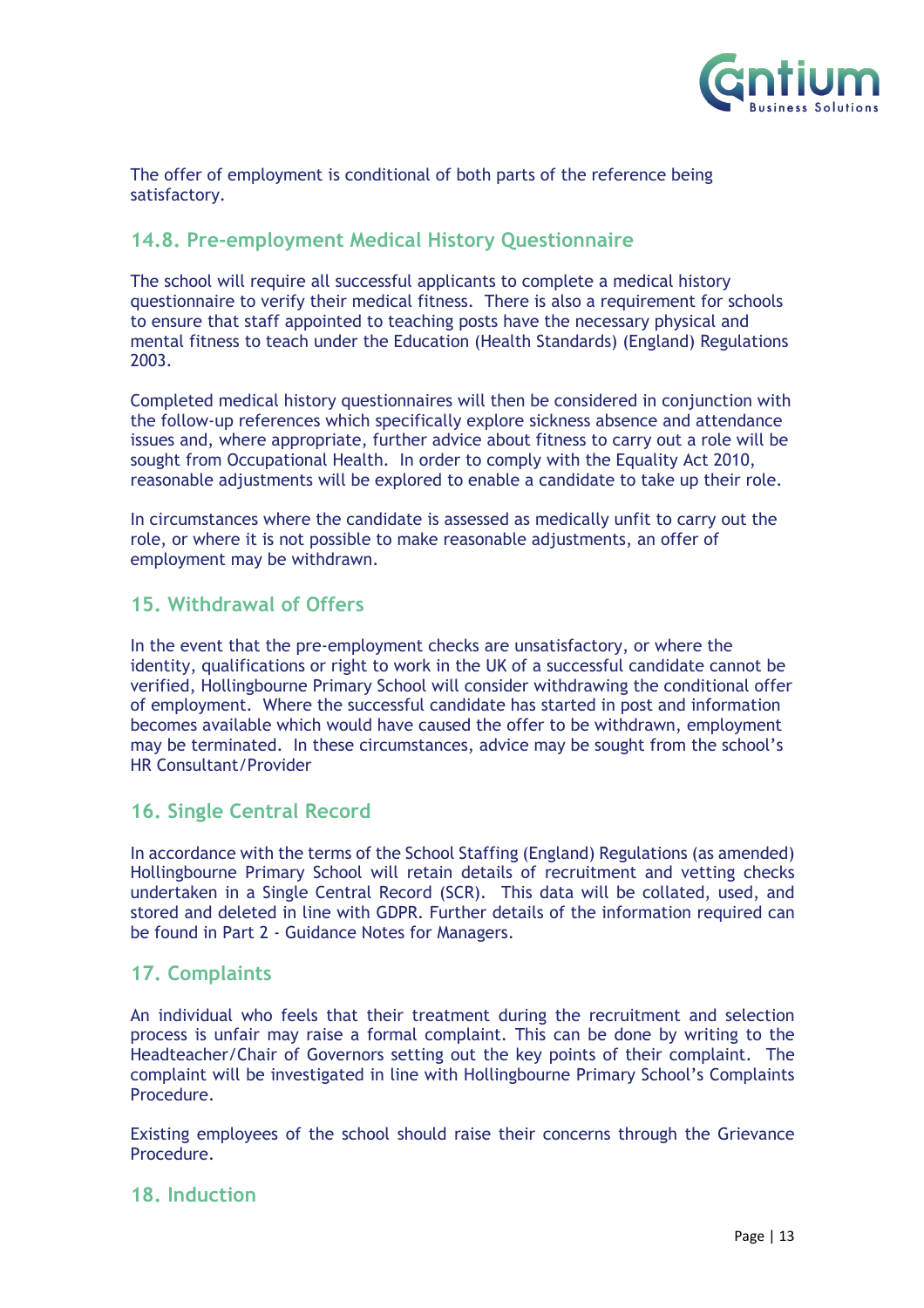The offer of employment is conditional of both parts of the reference being satisfactory.

### 14.8. Pre-employment Medical History Questionnaire

The school will require all successful applicants to complete a medical history questionnaire to verify their medical fitness. There is also a requirement for schools to ensure that staff appointed to teaching posts have the necessary physical and mental fitness to teach under the Education (Health Standards) (England) Regulations 2003.

Completed medical history questionnaires will then be considered in conjunction with the follow-up references which specifically explore sickness absence and attendance issues and, where appropriate, further advice about fitness to carry out a role will be sought from Occupational Health. In order to comply with the Equality Act 2010, reasonable adjustments will be explored to enable a candidate to take up their role.

In circumstances where the candidate is assessed as medically unfit to carry out the role, or where it is not possible to make reasonable adjustments, an offer of employment may be withdrawn.

## 15. Withdrawal of Offers

In the event that the pre-employment checks are unsatisfactory, or where the identity, qualifications or right to work in the UK of a successful candidate cannot be verified, Hollingbourne Primary School will consider withdrawing the conditional offer of employment. Where the successful candidate has started in post and information becomes available which would have caused the offer to be withdrawn, employment may be terminated. In these circumstances, advice may be sought from the school's HR Consultant/Provider

## 16. Single Central Record

In accordance with the terms of the School Staffing (England) Regulations (as amended) Hollingbourne Primary School will retain details of recruitment and vetting checks undertaken in a Single Central Record (SCR). This data will be collated, used, and stored and deleted in line with GDPR. Further details of the information required can be found in Part 2 - Guidance Notes for Managers.

## 17. Complaints

An individual who feels that their treatment during the recruitment and selection process is unfair may raise a formal complaint. This can be done by writing to the Headteacher/Chair of Governors setting out the key points of their complaint. The complaint will be investigated in line with Hollingbourne Primary School's Complaints Procedure.

Existing employees of the school should raise their concerns through the Grievance Procedure.

## 18. Induction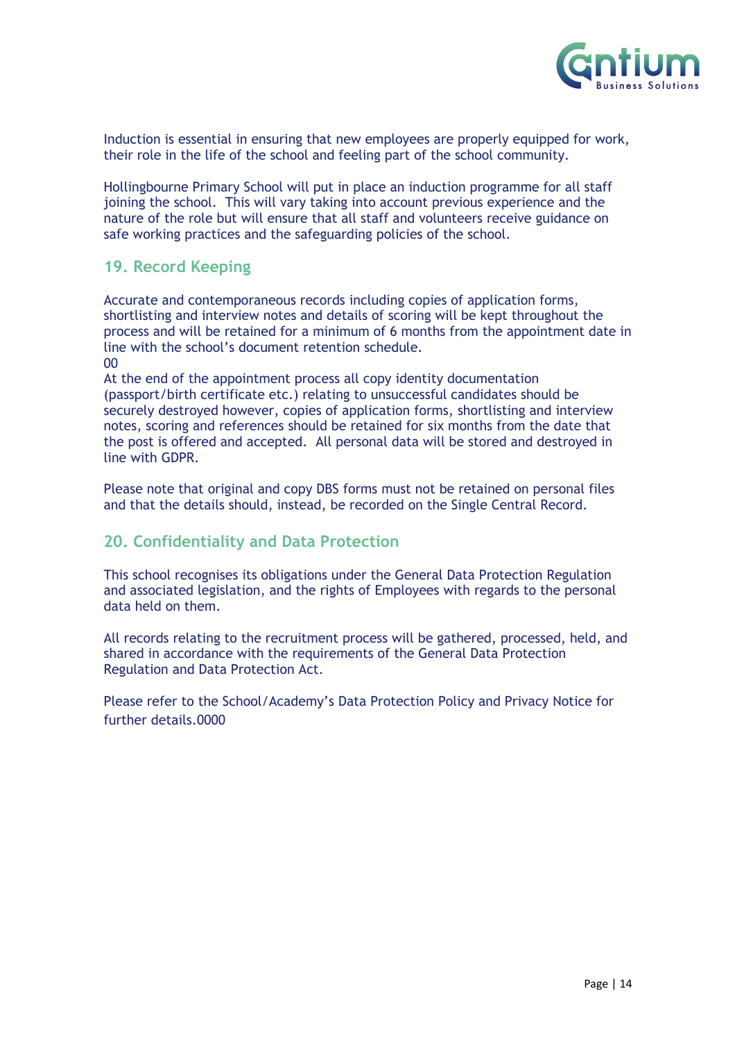Induction is essential in ensuring that new employees are properly equipped for work, their role in the life of the school and feeling part of the school community.

Hollingbourne Primary School will put in place an induction programme for all staff joining the school. This will vary taking into account previous experience and the nature of the role but will ensure that all staff and volunteers receive guidance on safe working practices and the safeguarding policies of the school.

## 19. Record Keeping

Accurate and contemporaneous records including copies of application forms, shortlisting and interview notes and details of scoring will be kept throughout the process and will be retained for a minimum of 6 months from the appointment date in line with the school's document retention schedule.
00
At the end of the appointment process all copy identity documentation (passport/birth certificate etc.) relating to unsuccessful candidates should be securely destroyed however, copies of application forms, shortlisting and interview notes, scoring and references should be retained for six months from the date that the post is offered and accepted. All personal data will be stored and destroyed in line with GDPR.

Please note that original and copy DBS forms must not be retained on personal files and that the details should, instead, be recorded on the Single Central Record.

## 20. Confidentiality and Data Protection

This school recognises its obligations under the General Data Protection Regulation and associated legislation, and the rights of Employees with regards to the personal data held on them.

All records relating to the recruitment process will be gathered, processed, held, and shared in accordance with the requirements of the General Data Protection Regulation and Data Protection Act.

Please refer to the School/Academy's Data Protection Policy and Privacy Notice for further details.0000